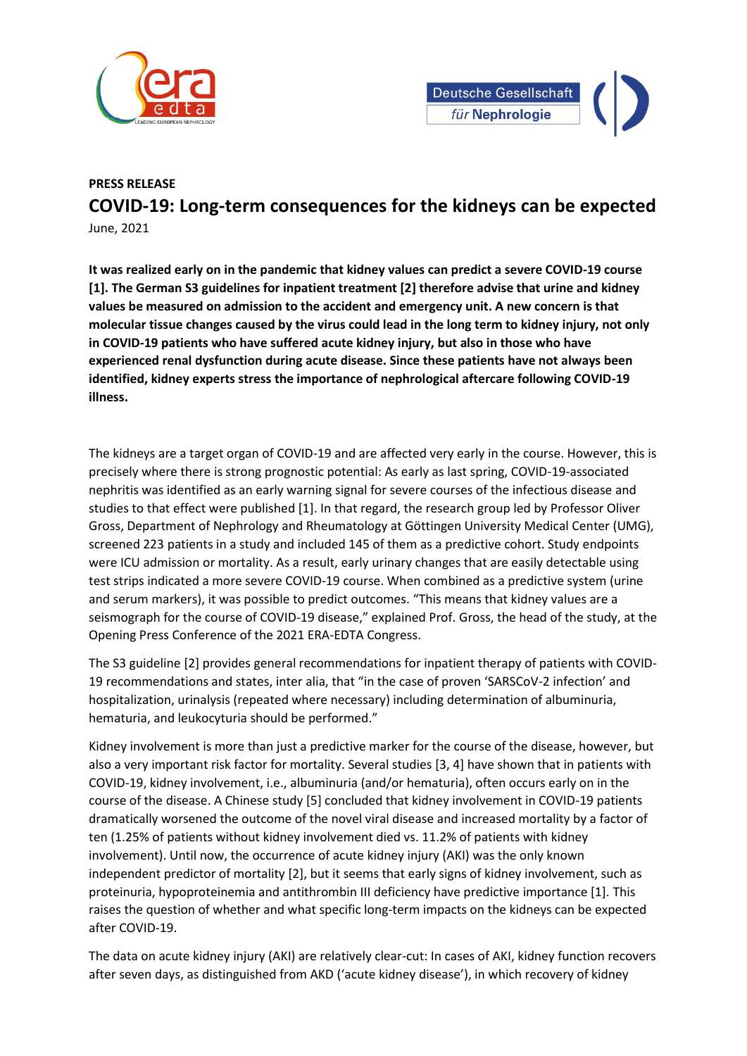**PRESS RELEASE**

# COVID-19: Long-term consequences for the kidneys can be expected

June, 2021

**It was realized early on in the pandemic that kidney values can predict a severe COVID-19 course [1]. The German S3 guidelines for inpatient treatment [2] therefore advise that urine and kidney values be measured on admission to the accident and emergency unit. A new concern is that molecular tissue changes caused by the virus could lead in the long term to kidney injury, not only in COVID-19 patients who have suffered acute kidney injury, but also in those who have experienced renal dysfunction during acute disease. Since these patients have not always been identified, kidney experts stress the importance of nephrological aftercare following COVID-19 illness.**

The kidneys are a target organ of COVID-19 and are affected very early in the course. However, this is precisely where there is strong prognostic potential: As early as last spring, COVID-19-associated nephritis was identified as an early warning signal for severe courses of the infectious disease and studies to that effect were published [1]. In that regard, the research group led by Professor Oliver Gross, Department of Nephrology and Rheumatology at Göttingen University Medical Center (UMG), screened 223 patients in a study and included 145 of them as a predictive cohort. Study endpoints were ICU admission or mortality. As a result, early urinary changes that are easily detectable using test strips indicated a more severe COVID-19 course. When combined as a predictive system (urine and serum markers), it was possible to predict outcomes. "This means that kidney values are a seismograph for the course of COVID-19 disease," explained Prof. Gross, the head of the study, at the Opening Press Conference of the 2021 ERA-EDTA Congress.

The S3 guideline [2] provides general recommendations for inpatient therapy of patients with COVID-19 recommendations and states, inter alia, that "in the case of proven 'SARSCoV-2 infection' and hospitalization, urinalysis (repeated where necessary) including determination of albuminuria, hematuria, and leukocyturia should be performed."

Kidney involvement is more than just a predictive marker for the course of the disease, however, but also a very important risk factor for mortality. Several studies [3, 4] have shown that in patients with COVID-19, kidney involvement, i.e., albuminuria (and/or hematuria), often occurs early on in the course of the disease. A Chinese study [5] concluded that kidney involvement in COVID-19 patients dramatically worsened the outcome of the novel viral disease and increased mortality by a factor of ten (1.25% of patients without kidney involvement died vs. 11.2% of patients with kidney involvement). Until now, the occurrence of acute kidney injury (AKI) was the only known independent predictor of mortality [2], but it seems that early signs of kidney involvement, such as proteinuria, hypoproteinemia and antithrombin III deficiency have predictive importance [1]. This raises the question of whether and what specific long-term impacts on the kidneys can be expected after COVID-19.

The data on acute kidney injury (AKI) are relatively clear-cut: In cases of AKI, kidney function recovers after seven days, as distinguished from AKD ('acute kidney disease'), in which recovery of kidney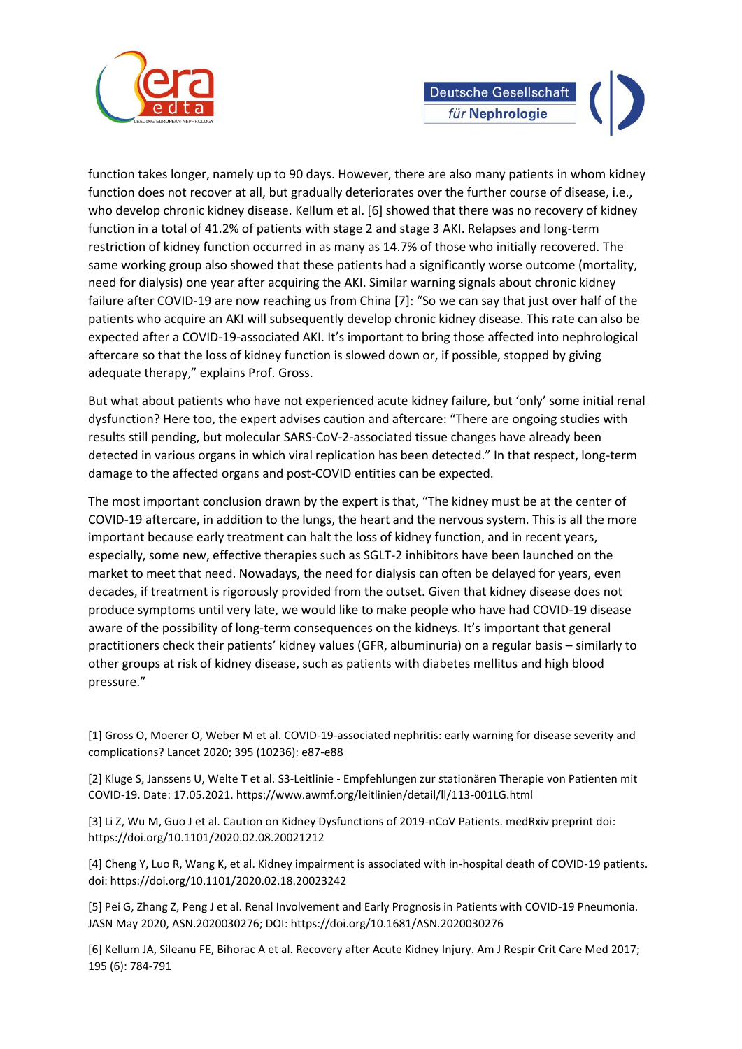function takes longer, namely up to 90 days. However, there are also many patients in whom kidney function does not recover at all, but gradually deteriorates over the further course of disease, i.e., who develop chronic kidney disease. Kellum et al. [6] showed that there was no recovery of kidney function in a total of 41.2% of patients with stage 2 and stage 3 AKI. Relapses and long-term restriction of kidney function occurred in as many as 14.7% of those who initially recovered. The same working group also showed that these patients had a significantly worse outcome (mortality, need for dialysis) one year after acquiring the AKI. Similar warning signals about chronic kidney failure after COVID-19 are now reaching us from China [7]: "So we can say that just over half of the patients who acquire an AKI will subsequently develop chronic kidney disease. This rate can also be expected after a COVID-19-associated AKI. It's important to bring those affected into nephrological aftercare so that the loss of kidney function is slowed down or, if possible, stopped by giving adequate therapy," explains Prof. Gross.

But what about patients who have not experienced acute kidney failure, but 'only' some initial renal dysfunction? Here too, the expert advises caution and aftercare: "There are ongoing studies with results still pending, but molecular SARS-CoV-2-associated tissue changes have already been detected in various organs in which viral replication has been detected." In that respect, long-term damage to the affected organs and post-COVID entities can be expected.

The most important conclusion drawn by the expert is that, "The kidney must be at the center of COVID-19 aftercare, in addition to the lungs, the heart and the nervous system. This is all the more important because early treatment can halt the loss of kidney function, and in recent years, especially, some new, effective therapies such as SGLT-2 inhibitors have been launched on the market to meet that need. Nowadays, the need for dialysis can often be delayed for years, even decades, if treatment is rigorously provided from the outset. Given that kidney disease does not produce symptoms until very late, we would like to make people who have had COVID-19 disease aware of the possibility of long-term consequences on the kidneys. It's important that general practitioners check their patients' kidney values (GFR, albuminuria) on a regular basis – similarly to other groups at risk of kidney disease, such as patients with diabetes mellitus and high blood pressure."

[1] Gross O, Moerer O, Weber M et al. COVID-19-associated nephritis: early warning for disease severity and complications? Lancet 2020; 395 (10236): e87-e88

[2] Kluge S, Janssens U, Welte T et al. S3-Leitlinie - Empfehlungen zur stationären Therapie von Patienten mit COVID-19. Date: 17.05.2021. https://www.awmf.org/leitlinien/detail/ll/113-001LG.html

[3] Li Z, Wu M, Guo J et al. Caution on Kidney Dysfunctions of 2019-nCoV Patients. medRxiv preprint doi: https://doi.org/10.1101/2020.02.08.20021212

[4] Cheng Y, Luo R, Wang K, et al. Kidney impairment is associated with in-hospital death of COVID-19 patients. doi: https://doi.org/10.1101/2020.02.18.20023242

[5] Pei G, Zhang Z, Peng J et al. Renal Involvement and Early Prognosis in Patients with COVID-19 Pneumonia. JASN May 2020, ASN.2020030276; DOI: https://doi.org/10.1681/ASN.2020030276

[6] Kellum JA, Sileanu FE, Bihorac A et al. Recovery after Acute Kidney Injury. Am J Respir Crit Care Med 2017; 195 (6): 784-791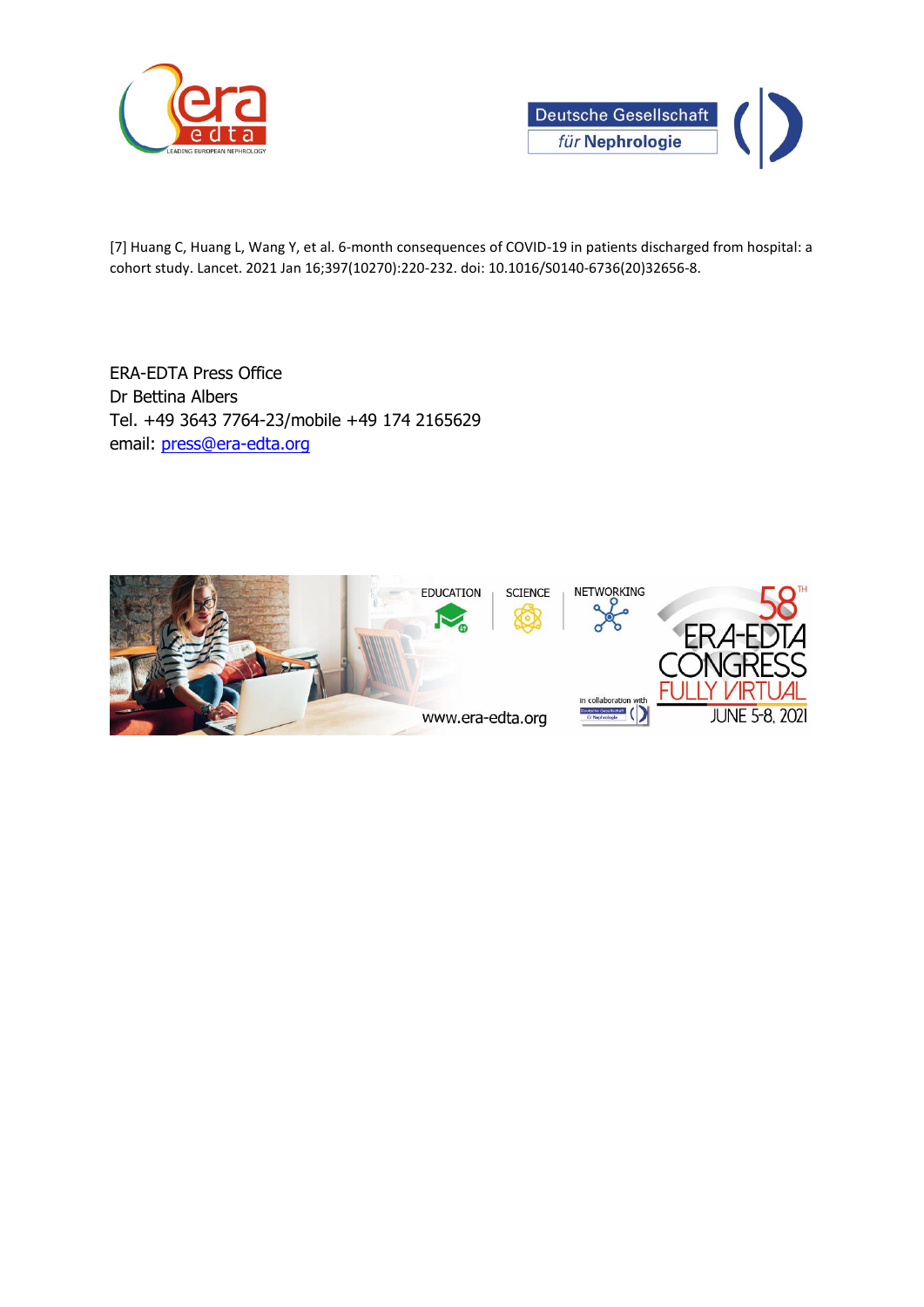[7] Huang C, Huang L, Wang Y, et al. 6-month consequences of COVID-19 in patients discharged from hospital: a cohort study. Lancet. 2021 Jan 16;397(10270):220-232. doi: 10.1016/S0140-6736(20)32656-8.

ERA-EDTA Press Office
Dr Bettina Albers
Tel. +49 3643 7764-23/mobile +49 174 2165629
email: press@era-edta.org